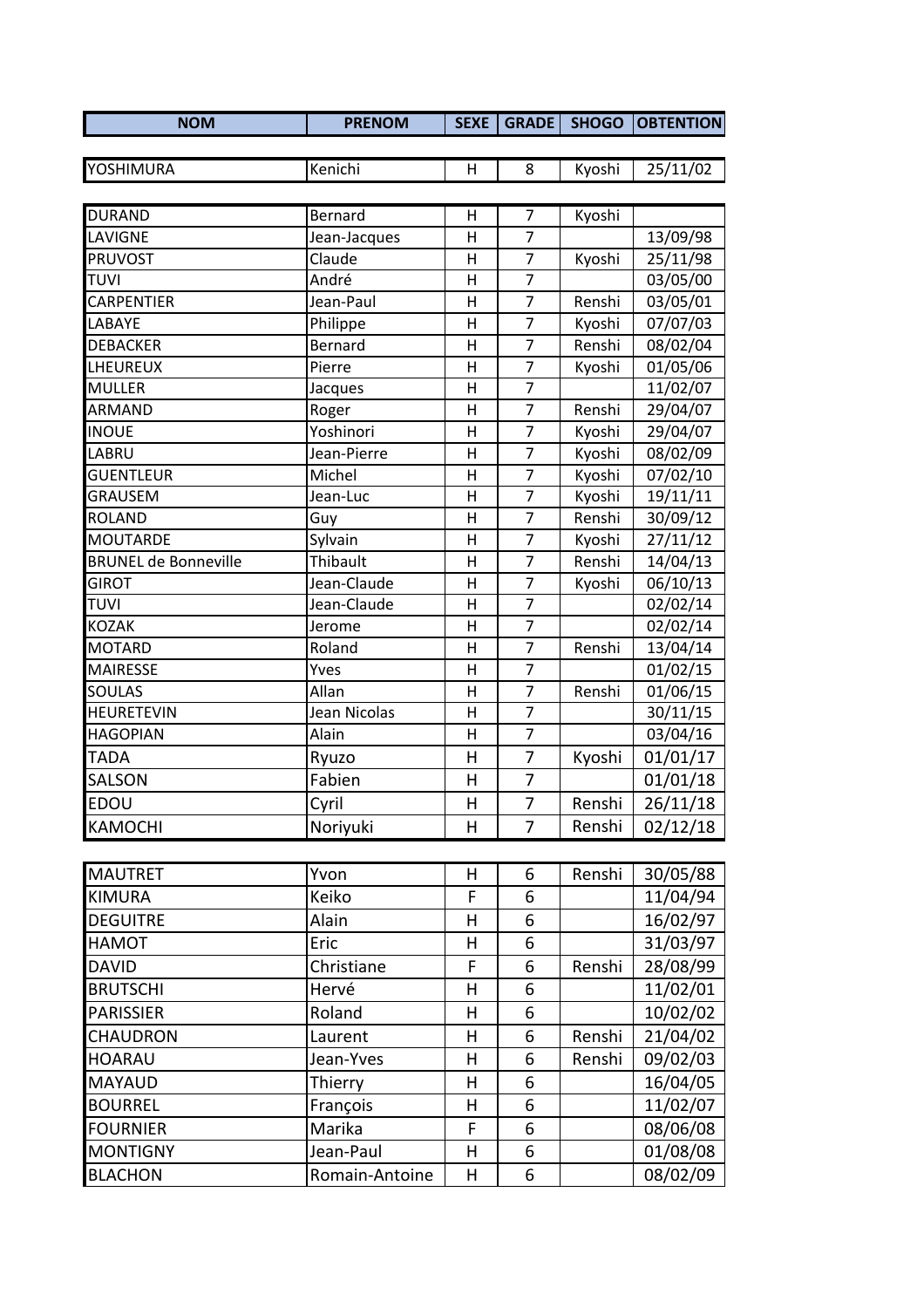| NOM | PRENOM | SEXE | GRADE | SHOGO | OBTENTION |
|---|---|---|---|---|---|
| YOSHIMURA | Kenichi | H | 8 | Kyoshi | 25/11/02 |
| DURAND | Bernard | H | 7 | Kyoshi | |
| LAVIGNE | Jean-Jacques | H | 7 | | 13/09/98 |
| PRUVOST | Claude | H | 7 | Kyoshi | 25/11/98 |
| TUVI | André | H | 7 | | 03/05/00 |
| CARPENTIER | Jean-Paul | H | 7 | Renshi | 03/05/01 |
| LABAYE | Philippe | H | 7 | Kyoshi | 07/07/03 |
| DEBACKER | Bernard | H | 7 | Renshi | 08/02/04 |
| LHEUREUX | Pierre | H | 7 | Kyoshi | 01/05/06 |
| MULLER | Jacques | H | 7 | | 11/02/07 |
| ARMAND | Roger | H | 7 | Renshi | 29/04/07 |
| INOUE | Yoshinori | H | 7 | Kyoshi | 29/04/07 |
| LABRU | Jean-Pierre | H | 7 | Kyoshi | 08/02/09 |
| GUENTLEUR | Michel | H | 7 | Kyoshi | 07/02/10 |
| GRAUSEM | Jean-Luc | H | 7 | Kyoshi | 19/11/11 |
| ROLAND | Guy | H | 7 | Renshi | 30/09/12 |
| MOUTARDE | Sylvain | H | 7 | Kyoshi | 27/11/12 |
| BRUNEL de Bonneville | Thibault | H | 7 | Renshi | 14/04/13 |
| GIROT | Jean-Claude | H | 7 | Kyoshi | 06/10/13 |
| TUVI | Jean-Claude | H | 7 | | 02/02/14 |
| KOZAK | Jerome | H | 7 | | 02/02/14 |
| MOTARD | Roland | H | 7 | Renshi | 13/04/14 |
| MAIRESSE | Yves | H | 7 | | 01/02/15 |
| SOULAS | Allan | H | 7 | Renshi | 01/06/15 |
| HEURETEVIN | Jean Nicolas | H | 7 | | 30/11/15 |
| HAGOPIAN | Alain | H | 7 | | 03/04/16 |
| TADA | Ryuzo | H | 7 | Kyoshi | 01/01/17 |
| SALSON | Fabien | H | 7 | | 01/01/18 |
| EDOU | Cyril | H | 7 | Renshi | 26/11/18 |
| KAMOCHI | Noriyuki | H | 7 | Renshi | 02/12/18 |
| MAUTRET | Yvon | H | 6 | Renshi | 30/05/88 |
| KIMURA | Keiko | F | 6 | | 11/04/94 |
| DEGUITRE | Alain | H | 6 | | 16/02/97 |
| HAMOT | Eric | H | 6 | | 31/03/97 |
| DAVID | Christiane | F | 6 | Renshi | 28/08/99 |
| BRUTSCHI | Hervé | H | 6 | | 11/02/01 |
| PARISSIER | Roland | H | 6 | | 10/02/02 |
| CHAUDRON | Laurent | H | 6 | Renshi | 21/04/02 |
| HOARAU | Jean-Yves | H | 6 | Renshi | 09/02/03 |
| MAYAUD | Thierry | H | 6 | | 16/04/05 |
| BOURREL | François | H | 6 | | 11/02/07 |
| FOURNIER | Marika | F | 6 | | 08/06/08 |
| MONTIGNY | Jean-Paul | H | 6 | | 01/08/08 |
| BLACHON | Romain-Antoine | H | 6 | | 08/02/09 |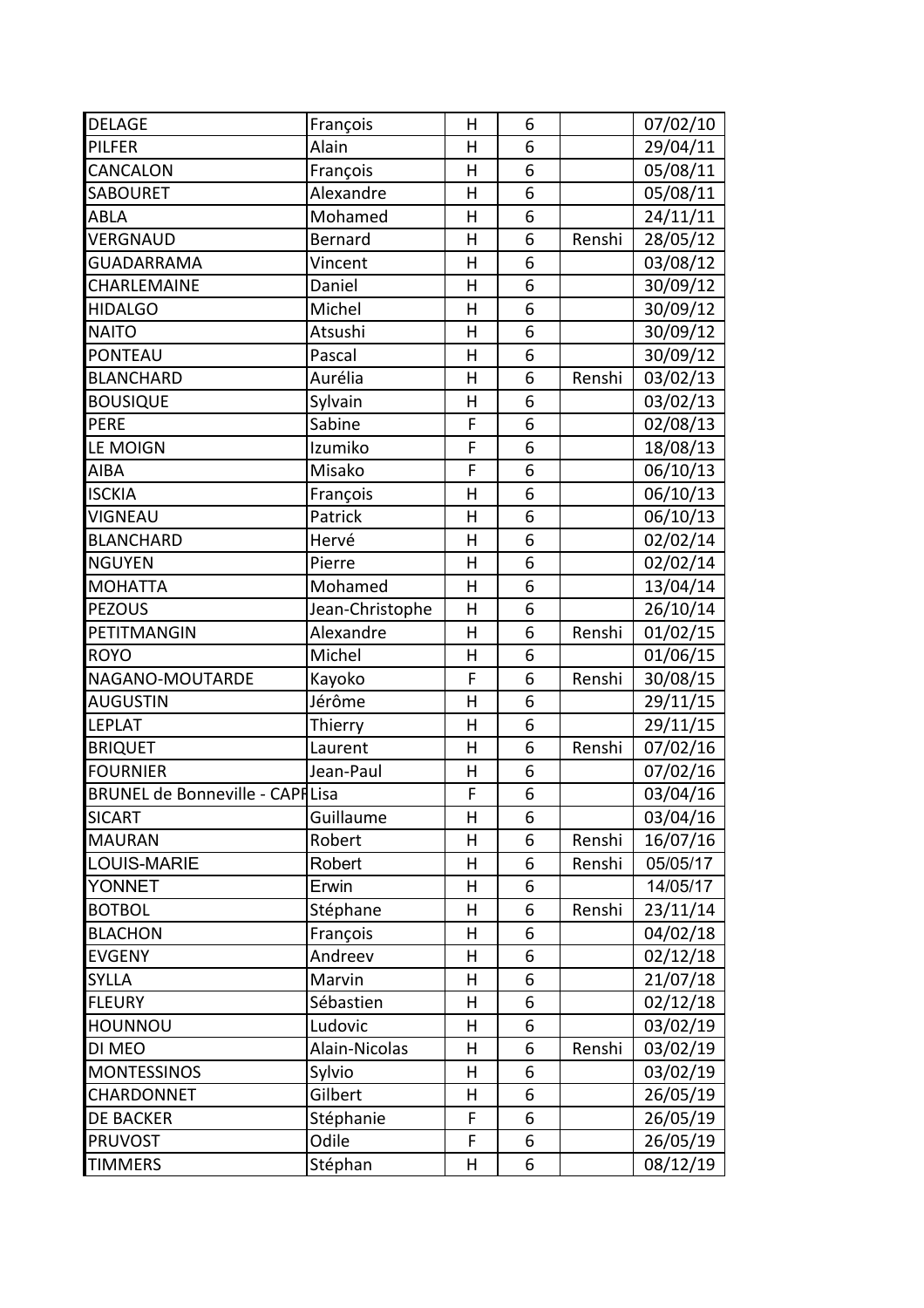| | | | | | |
|---|---|---|---|---|---|
| DELAGE | François | H | 6 | | 07/02/10 |
| PILFER | Alain | H | 6 | | 29/04/11 |
| CANCALON | François | H | 6 | | 05/08/11 |
| SABOURET | Alexandre | H | 6 | | 05/08/11 |
| ABLA | Mohamed | H | 6 | | 24/11/11 |
| VERGNAUD | Bernard | H | 6 | Renshi | 28/05/12 |
| GUADARRAMA | Vincent | H | 6 | | 03/08/12 |
| CHARLEMAINE | Daniel | H | 6 | | 30/09/12 |
| HIDALGO | Michel | H | 6 | | 30/09/12 |
| NAITO | Atsushi | H | 6 | | 30/09/12 |
| PONTEAU | Pascal | H | 6 | | 30/09/12 |
| BLANCHARD | Aurélia | H | 6 | Renshi | 03/02/13 |
| BOUSIQUE | Sylvain | H | 6 | | 03/02/13 |
| PERE | Sabine | F | 6 | | 02/08/13 |
| LE MOIGN | Izumiko | F | 6 | | 18/08/13 |
| AIBA | Misako | F | 6 | | 06/10/13 |
| ISCKIA | François | H | 6 | | 06/10/13 |
| VIGNEAU | Patrick | H | 6 | | 06/10/13 |
| BLANCHARD | Hervé | H | 6 | | 02/02/14 |
| NGUYEN | Pierre | H | 6 | | 02/02/14 |
| MOHATTA | Mohamed | H | 6 | | 13/04/14 |
| PEZOUS | Jean-Christophe | H | 6 | | 26/10/14 |
| PETITMANGIN | Alexandre | H | 6 | Renshi | 01/02/15 |
| ROYO | Michel | H | 6 | | 01/06/15 |
| NAGANO-MOUTARDE | Kayoko | F | 6 | Renshi | 30/08/15 |
| AUGUSTIN | Jérôme | H | 6 | | 29/11/15 |
| LEPLAT | Thierry | H | 6 | | 29/11/15 |
| BRIQUET | Laurent | H | 6 | Renshi | 07/02/16 |
| FOURNIER | Jean-Paul | H | 6 | | 07/02/16 |
| BRUNEL de Bonneville - CAPF | Lisa | F | 6 | | 03/04/16 |
| SICART | Guillaume | H | 6 | | 03/04/16 |
| MAURAN | Robert | H | 6 | Renshi | 16/07/16 |
| LOUIS-MARIE | Robert | H | 6 | Renshi | 05/05/17 |
| YONNET | Erwin | H | 6 | | 14/05/17 |
| BOTBOL | Stéphane | H | 6 | Renshi | 23/11/14 |
| BLACHON | François | H | 6 | | 04/02/18 |
| EVGENY | Andreev | H | 6 | | 02/12/18 |
| SYLLA | Marvin | H | 6 | | 21/07/18 |
| FLEURY | Sébastien | H | 6 | | 02/12/18 |
| HOUNNOU | Ludovic | H | 6 | | 03/02/19 |
| DI MEO | Alain-Nicolas | H | 6 | Renshi | 03/02/19 |
| MONTESSINOS | Sylvio | H | 6 | | 03/02/19 |
| CHARDONNET | Gilbert | H | 6 | | 26/05/19 |
| DE BACKER | Stéphanie | F | 6 | | 26/05/19 |
| PRUVOST | Odile | F | 6 | | 26/05/19 |
| TIMMERS | Stéphan | H | 6 | | 08/12/19 |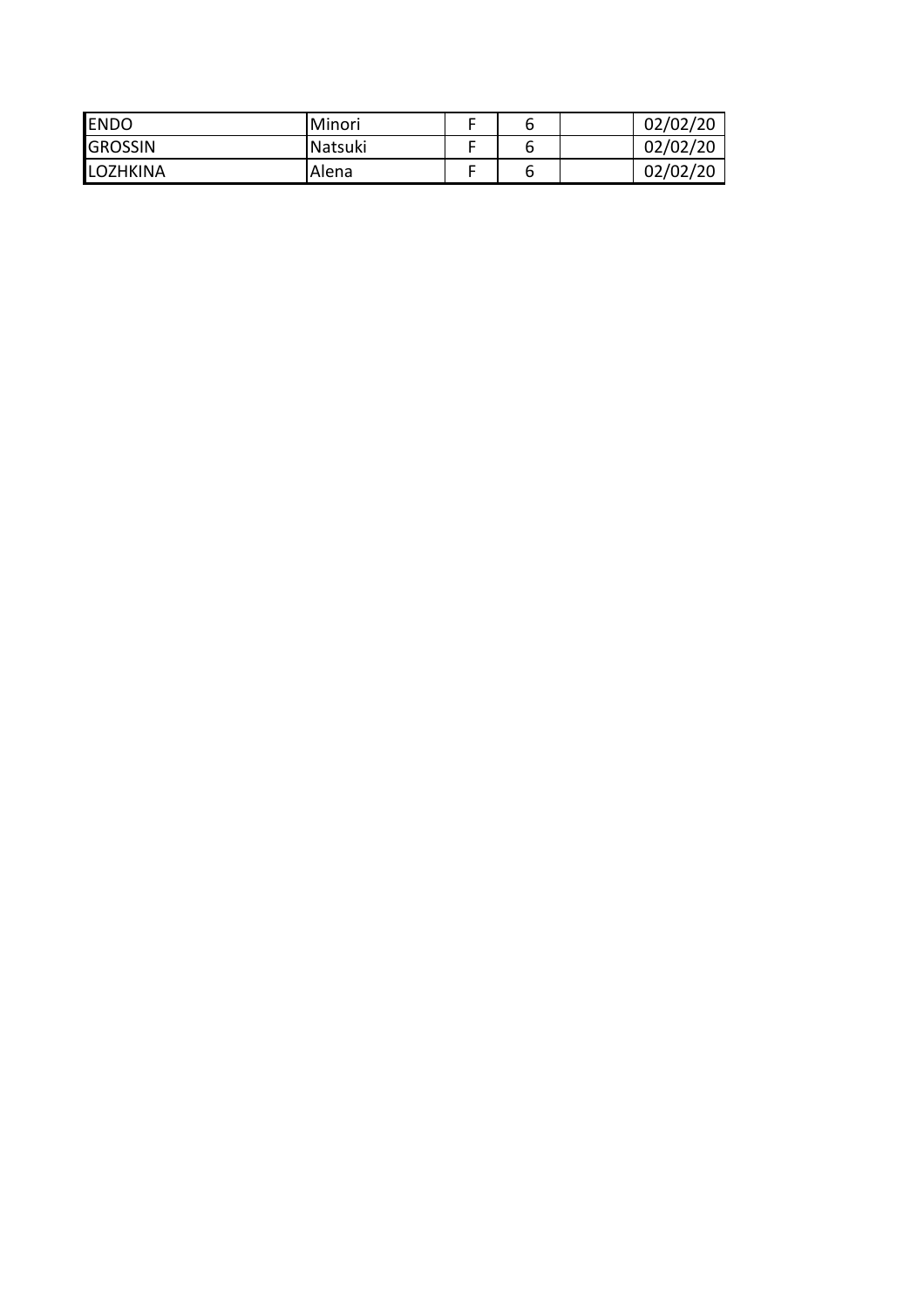| | | | | | |
|---|---|---|---|---|---|
| ENDO | Minori | F | 6 | | 02/02/20 |
| GROSSIN | Natsuki | F | 6 | | 02/02/20 |
| LOZHKINA | Alena | F | 6 | | 02/02/20 |